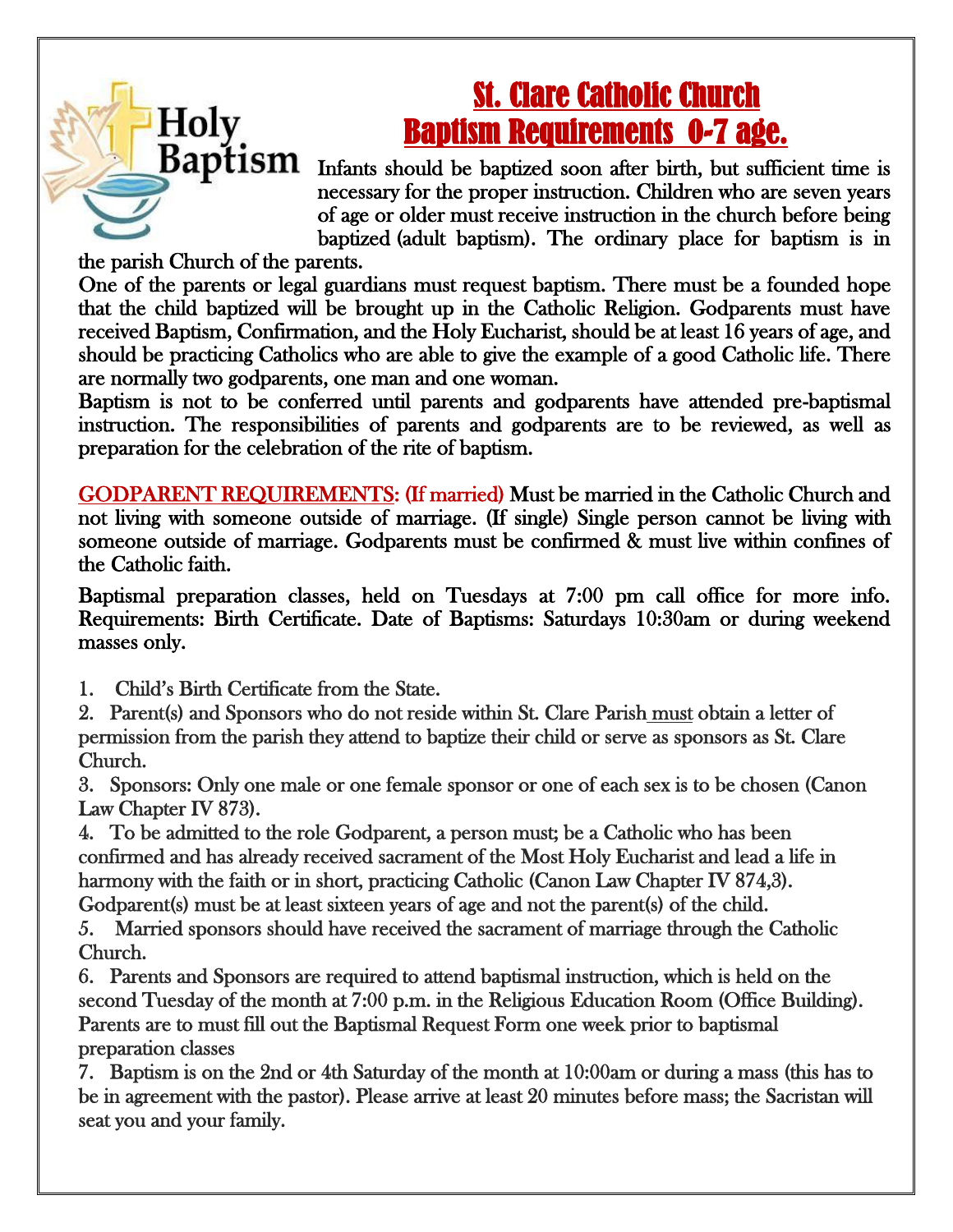Holy Baptism

# St. Clare Catholic Church
# Baptism Requirements 0-7 age.

Infants should be baptized soon after birth, but sufficient time is necessary for the proper instruction. Children who are seven years of age or older must receive instruction in the church before being baptized (adult baptism). The ordinary place for baptism is in the parish Church of the parents.

One of the parents or legal guardians must request baptism. There must be a founded hope that the child baptized will be brought up in the Catholic Religion. Godparents must have received Baptism, Confirmation, and the Holy Eucharist, should be at least 16 years of age, and should be practicing Catholics who are able to give the example of a good Catholic life. There are normally two godparents, one man and one woman.

Baptism is not to be conferred until parents and godparents have attended pre-baptismal instruction. The responsibilities of parents and godparents are to be reviewed, as well as preparation for the celebration of the rite of baptism.

GODPARENT REQUIREMENTS: (If married) Must be married in the Catholic Church and not living with someone outside of marriage. (If single) Single person cannot be living with someone outside of marriage. Godparents must be confirmed & must live within confines of the Catholic faith.

Baptismal preparation classes, held on Tuesdays at 7:00 pm call office for more info. Requirements: Birth Certificate. Date of Baptisms: Saturdays 10:30am or during weekend masses only.

1. Child's Birth Certificate from the State.
2. Parent(s) and Sponsors who do not reside within St. Clare Parish must obtain a letter of permission from the parish they attend to baptize their child or serve as sponsors as St. Clare Church.
3. Sponsors: Only one male or one female sponsor or one of each sex is to be chosen (Canon Law Chapter IV 873).
4. To be admitted to the role Godparent, a person must; be a Catholic who has been confirmed and has already received sacrament of the Most Holy Eucharist and lead a life in harmony with the faith or in short, practicing Catholic (Canon Law Chapter IV 874,3). Godparent(s) must be at least sixteen years of age and not the parent(s) of the child.
5. Married sponsors should have received the sacrament of marriage through the Catholic Church.
6. Parents and Sponsors are required to attend baptismal instruction, which is held on the second Tuesday of the month at 7:00 p.m. in the Religious Education Room (Office Building). Parents are to must fill out the Baptismal Request Form one week prior to baptismal preparation classes
7. Baptism is on the 2nd or 4th Saturday of the month at 10:00am or during a mass (this has to be in agreement with the pastor). Please arrive at least 20 minutes before mass; the Sacristan will seat you and your family.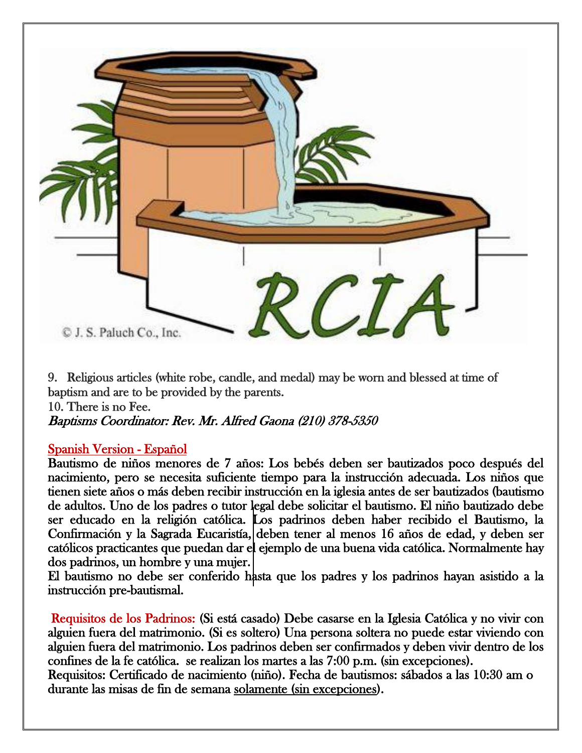9. Religious articles (white robe, candle, and medal) may be worn and blessed at time of baptism and are to be provided by the parents.

10. There is no Fee.

*Baptisms Coordinator: Rev. Mr. Alfred Gaona (210) 378-5350*

Spanish Version - Español

**Bautismo de niños menores de 7 años: Los bebés deben ser bautizados poco después del nacimiento, pero se necesita suficiente tiempo para la instrucción adecuada. Los niños que tienen siete años o más deben recibir instrucción en la iglesia antes de ser bautizados (bautismo de adultos. Uno de los padres o tutor legal debe solicitar el bautismo. El niño bautizado debe ser educado en la religión católica. Los padrinos deben haber recibido el Bautismo, la Confirmación y la Sagrada Eucaristía, deben tener al menos 16 años de edad, y deben ser católicos practicantes que puedan dar el ejemplo de una buena vida católica. Normalmente hay dos padrinos, un hombre y una mujer.**

**El bautismo no debe ser conferido hasta que los padres y los padrinos hayan asistido a la instrucción pre-bautismal.**

Requisitos de los Padrinos: **(Si está casado) Debe casarse en la Iglesia Católica y no vivir con alguien fuera del matrimonio. (Si es soltero) Una persona soltera no puede estar viviendo con alguien fuera del matrimonio. Los padrinos deben ser confirmados y deben vivir dentro de los confines de la fe católica. se realizan los martes a las 7:00 p.m. (sin excepciones).**

**Requisitos: Certificado de nacimiento (niño). Fecha de bautismos: sábados a las 10:30 am o durante las misas de fin de semana solamente (sin excepciones).**